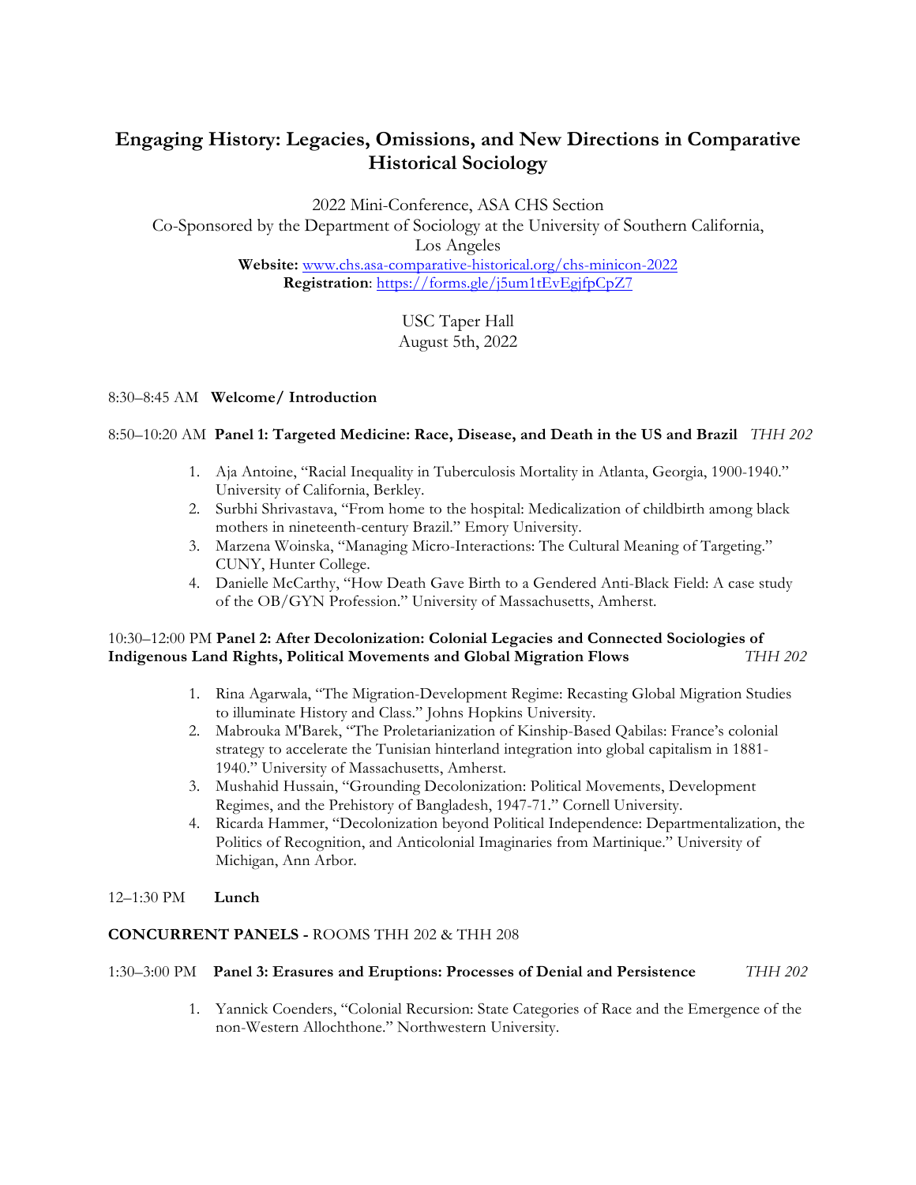# Engaging History: Legacies, Omissions, and New Directions in Comparative Historical Sociology

2022 Mini-Conference, ASA CHS Section
Co-Sponsored by the Department of Sociology at the University of Southern California, Los Angeles
**Website:** www.chs.asa-comparative-historical.org/chs-minicon-2022
**Registration**: https://forms.gle/j5um1tEvEgjfpCpZ7

USC Taper Hall
August 5th, 2022

8:30–8:45 AM **Welcome/ Introduction**

8:50–10:20 AM **Panel 1: Targeted Medicine: Race, Disease, and Death in the US and Brazil** *THH 202*

1. Aja Antoine, "Racial Inequality in Tuberculosis Mortality in Atlanta, Georgia, 1900-1940." University of California, Berkley.
2. Surbhi Shrivastava, "From home to the hospital: Medicalization of childbirth among black mothers in nineteenth-century Brazil." Emory University.
3. Marzena Woinska, "Managing Micro-Interactions: The Cultural Meaning of Targeting." CUNY, Hunter College.
4. Danielle McCarthy, "How Death Gave Birth to a Gendered Anti-Black Field: A case study of the OB/GYN Profession." University of Massachusetts, Amherst.

10:30–12:00 PM **Panel 2: After Decolonization: Colonial Legacies and Connected Sociologies of Indigenous Land Rights, Political Movements and Global Migration Flows** *THH 202*

1. Rina Agarwala, "The Migration-Development Regime: Recasting Global Migration Studies to illuminate History and Class." Johns Hopkins University.
2. Mabrouka M'Barek, "The Proletarianization of Kinship-Based Qabilas: France's colonial strategy to accelerate the Tunisian hinterland integration into global capitalism in 1881-1940." University of Massachusetts, Amherst.
3. Mushahid Hussain, "Grounding Decolonization: Political Movements, Development Regimes, and the Prehistory of Bangladesh, 1947-71." Cornell University.
4. Ricarda Hammer, "Decolonization beyond Political Independence: Departmentalization, the Politics of Recognition, and Anticolonial Imaginaries from Martinique." University of Michigan, Ann Arbor.

12–1:30 PM **Lunch**

**CONCURRENT PANELS -** ROOMS THH 202 & THH 208

1:30–3:00 PM **Panel 3: Erasures and Eruptions: Processes of Denial and Persistence** *THH 202*

1. Yannick Coenders, "Colonial Recursion: State Categories of Race and the Emergence of the non-Western Allochthone." Northwestern University.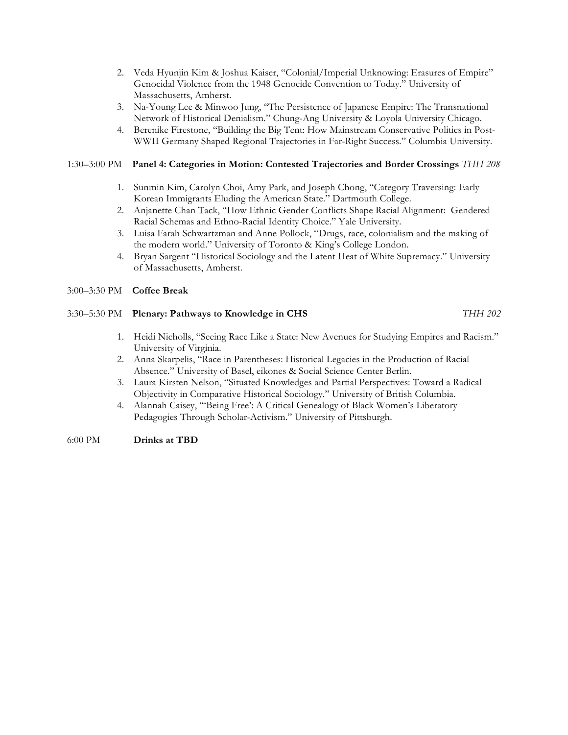2. Veda Hyunjin Kim & Joshua Kaiser, "Colonial/Imperial Unknowing: Erasures of Empire" Genocidal Violence from the 1948 Genocide Convention to Today." University of Massachusetts, Amherst.
3. Na-Young Lee & Minwoo Jung, "The Persistence of Japanese Empire: The Transnational Network of Historical Denialism." Chung-Ang University & Loyola University Chicago.
4. Berenike Firestone, "Building the Big Tent: How Mainstream Conservative Politics in Post-WWII Germany Shaped Regional Trajectories in Far-Right Success." Columbia University.

1:30–3:00 PM **Panel 4: Categories in Motion: Contested Trajectories and Border Crossings** *THH 208*

1. Sunmin Kim, Carolyn Choi, Amy Park, and Joseph Chong, "Category Traversing: Early Korean Immigrants Eluding the American State." Dartmouth College.
2. Anjanette Chan Tack, "How Ethnic Gender Conflicts Shape Racial Alignment: Gendered Racial Schemas and Ethno-Racial Identity Choice." Yale University.
3. Luisa Farah Schwartzman and Anne Pollock, "Drugs, race, colonialism and the making of the modern world." University of Toronto & King's College London.
4. Bryan Sargent "Historical Sociology and the Latent Heat of White Supremacy." University of Massachusetts, Amherst.

3:00–3:30 PM **Coffee Break**

3:30–5:30 PM **Plenary: Pathways to Knowledge in CHS** *THH 202*

1. Heidi Nicholls, "Seeing Race Like a State: New Avenues for Studying Empires and Racism." University of Virginia.
2. Anna Skarpelis, "Race in Parentheses: Historical Legacies in the Production of Racial Absence." University of Basel, eikones & Social Science Center Berlin.
3. Laura Kirsten Nelson, "Situated Knowledges and Partial Perspectives: Toward a Radical Objectivity in Comparative Historical Sociology." University of British Columbia.
4. Alannah Caisey, "'Being Free': A Critical Genealogy of Black Women's Liberatory Pedagogies Through Scholar-Activism." University of Pittsburgh.

6:00 PM **Drinks at TBD**